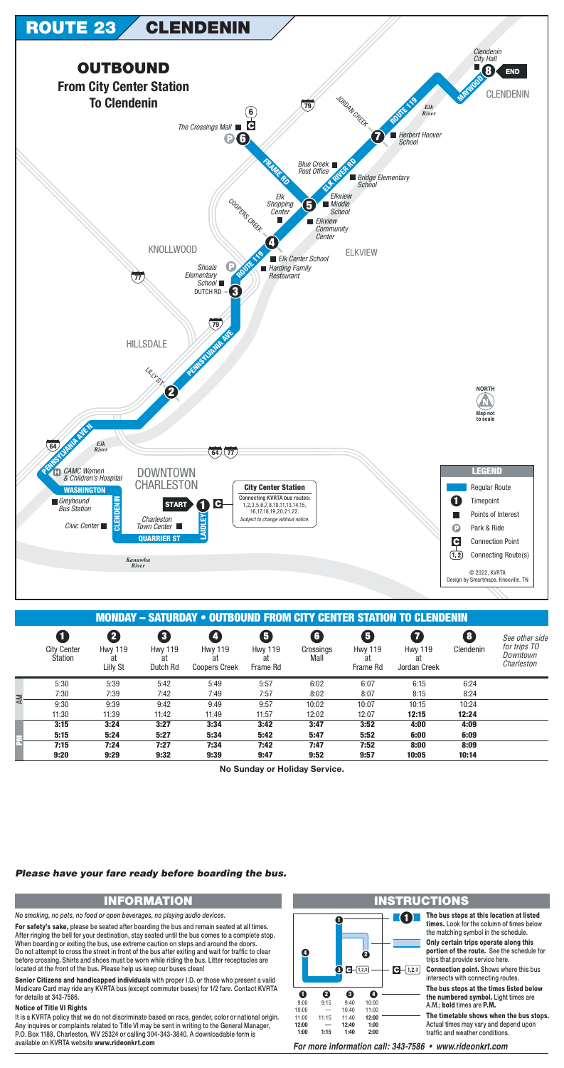# ROUTE 23 CLENDENIN

## OUTBOUND
### From City Center Station To Clendenin

**City Center Station**
Connecting KVRTA bus routes: 1,2,3,5,6,7,8,10,11,13,14,15, 16,17,18,19,20,21,22.
*Subject to change without notice.*

**LEGEND**
- Regular Route
- Timepoint
- Points of Interest
- Park & Ride
- Connection Point
- Connecting Route(s)

© 2022, KVRTA
Design by Smartmaps, Knoxville, TN

## MONDAY – SATURDAY • OUTBOUND FROM CITY CENTER STATION TO CLENDENIN

| | 1 City Center Station | 2 Hwy 119 at Lilly St | 3 Hwy 119 at Dutch Rd | 4 Hwy 119 at Coopers Creek | 5 Hwy 119 at Frame Rd | 6 Crossings Mall | 5 Hwy 119 at Frame Rd | 7 Hwy 119 at Jordan Creek | 8 Clendenin |
|---|---|---|---|---|---|---|---|---|---|
| AM | 5:30 | 5:39 | 5:42 | 5:49 | 5:57 | 6:02 | 6:07 | 6:15 | 6:24 |
| AM | 7:30 | 7:39 | 7:42 | 7:49 | 7:57 | 8:02 | 8:07 | 8:15 | 8:24 |
| AM | 9:30 | 9:39 | 9:42 | 9:49 | 9:57 | 10:02 | 10:07 | 10:15 | 10:24 |
| AM | 11:30 | 11:39 | 11:42 | 11:49 | 11:57 | 12:02 | 12:07 | **12:15** | **12:24** |
| PM | **3:15** | **3:24** | **3:27** | **3:34** | **3:42** | **3:47** | **3:52** | **4:00** | **4:09** |
| PM | **5:15** | **5:24** | **5:27** | **5:34** | **5:42** | **5:47** | **5:52** | **6:00** | **6:09** |
| PM | **7:15** | **7:24** | **7:27** | **7:34** | **7:42** | **7:47** | **7:52** | **8:00** | **8:09** |
| PM | **9:20** | **9:29** | **9:32** | **9:39** | **9:47** | **9:52** | **9:57** | **10:05** | **10:14** |

*See other side for trips TO Downtown Charleston*

**No Sunday or Holiday Service.**

***Please have your fare ready before boarding the bus.***

## INFORMATION

*No smoking, no pets, no food or open beverages, no playing audio devices.*

**For safety's sake,** please be seated after boarding the bus and remain seated at all times. After ringing the bell for your destination, stay seated until the bus comes to a complete stop. When boarding or exiting the bus, use extreme caution on steps and around the doors. Do not attempt to cross the street in front of the bus after exiting and wait for traffic to clear before crossing. Shirts and shoes must be worn while riding the bus. Litter receptacles are located at the front of the bus. Please help us keep our buses clean!

**Senior Citizens and handicapped individuals** with proper I.D. or those who present a valid Medicare Card may ride any KVRTA bus (except commuter buses) for 1/2 fare. Contact KVRTA for details at 343-7586.

**Notice of Title VI Rights**

It is a KVRTA policy that we do not discriminate based on race, gender, color or national origin. Any inquires or complaints related to Title VI may be sent in writing to the General Manager, P.O. Box 1188, Charleston, WV 25324 or calling 304-343-3840. A downloadable form is available on KVRTA website **www.rideonkrt.com**

## INSTRUCTIONS

| 1 | 2 | 3 | 4 |
|---|---|---|---|
| 9:00 | 9:15 | 9:40 | 10:00 |
| 10:00 | — | 10:40 | 11:00 |
| 11:00 | 11:15 | 11:40 | **12:00** |
| **12:00** | — | **12:40** | **1:00** |
| **1:00** | **1:15** | **1:40** | **2:00** |

**The bus stops at this location at listed times.** Look for the column of times below the matching symbol in the schedule.

**Only certain trips operate along this portion of the route.** See the schedule for trips that provide service here.

**Connection point.** Shows where this bus intersects with connecting routes.

**The bus stops at the times listed below the numbered symbol.** Light times are A.M.; **bold** times are **P.M.**

**The timetable shows when the bus stops.** Actual times may vary and depend upon traffic and weather conditions.

***For more information call: 343-7586 • www.rideonkrt.com***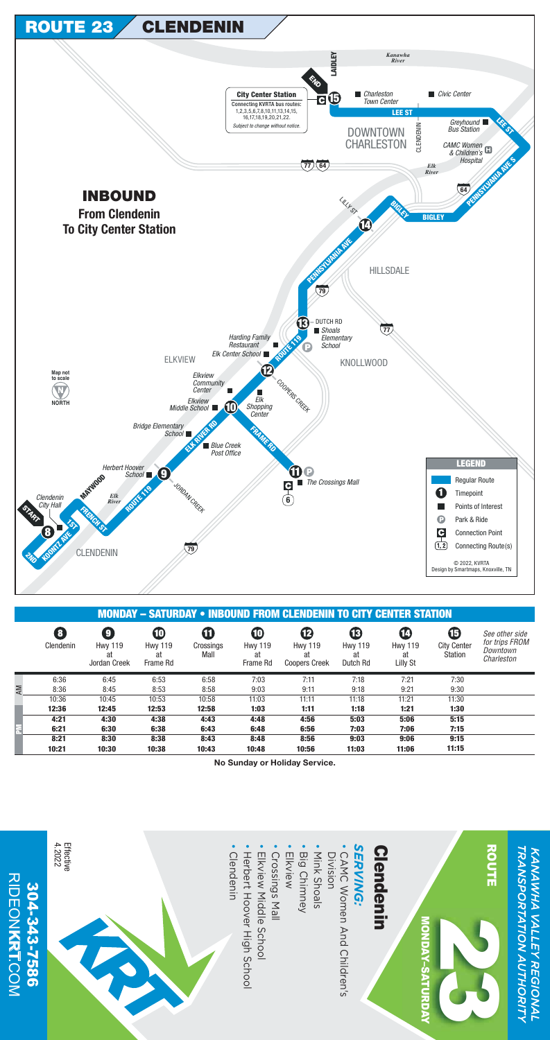# ROUTE 23 CLENDENIN

## INBOUND

### From Clendenin To City Center Station

City Center Station
Connecting KVRTA bus routes: 1,2,3,5,6,7,8,10,11,13,14,15, 16,17,18,19,20,21,22.
Subject to change without notice.

LEGEND
Regular Route
Timepoint
Points of Interest
Park & Ride
Connection Point
Connecting Route(s)

© 2022, KVRTA
Design by Smartmaps, Knoxville, TN

## MONDAY – SATURDAY • INBOUND FROM CLENDENIN TO CITY CENTER STATION

| | 8 Clendenin | 9 Hwy 119 at Jordan Creek | 10 Hwy 119 at Frame Rd | 11 Crossings Mall | 10 Hwy 119 at Frame Rd | 12 Hwy 119 at Coopers Creek | 13 Hwy 119 at Dutch Rd | 14 Hwy 119 at Lilly St | 15 City Center Station | See other side for trips FROM Downtown Charleston |
|---|---|---|---|---|---|---|---|---|---|---|
| AM | 6:36 | 6:45 | 6:53 | 6:58 | 7:03 | 7:11 | 7:18 | 7:21 | 7:30 | |
| AM | 8:36 | 8:45 | 8:53 | 8:58 | 9:03 | 9:11 | 9:18 | 9:21 | 9:30 | |
| AM | 10:36 | 10:45 | 10:53 | 10:58 | 11:03 | 11:11 | 11:18 | 11:21 | 11:30 | |
| PM | **12:36** | **12:45** | **12:53** | **12:58** | **1:03** | **1:11** | **1:18** | **1:21** | **1:30** | |
| PM | **4:21** | **4:30** | **4:38** | **4:43** | **4:48** | **4:56** | **5:03** | **5:06** | **5:15** | |
| PM | **6:21** | **6:30** | **6:38** | **6:43** | **6:48** | **6:56** | **7:03** | **7:06** | **7:15** | |
| PM | **8:21** | **8:30** | **8:38** | **8:43** | **8:48** | **8:56** | **9:03** | **9:06** | **9:15** | |
| PM | **10:21** | **10:30** | **10:38** | **10:43** | **10:48** | **10:56** | **11:03** | **11:06** | **11:15** | |

**No Sunday or Holiday Service.**

*KANAWHA VALLEY REGIONAL TRANSPORTATION AUTHORITY*

ROUTE 23
MONDAY–SATURDAY

## Clendenin

***SERVING:***

- CAMC Women And Children's Division
- Mink Shoals
- Big Chimney
- Elkview
- Crossings Mall
- Elkview Middle School
- Herbert Hoover High School
- Clendenin

Effective 4.2022

**304-343-7586**
RIDEON**KRT**.COM